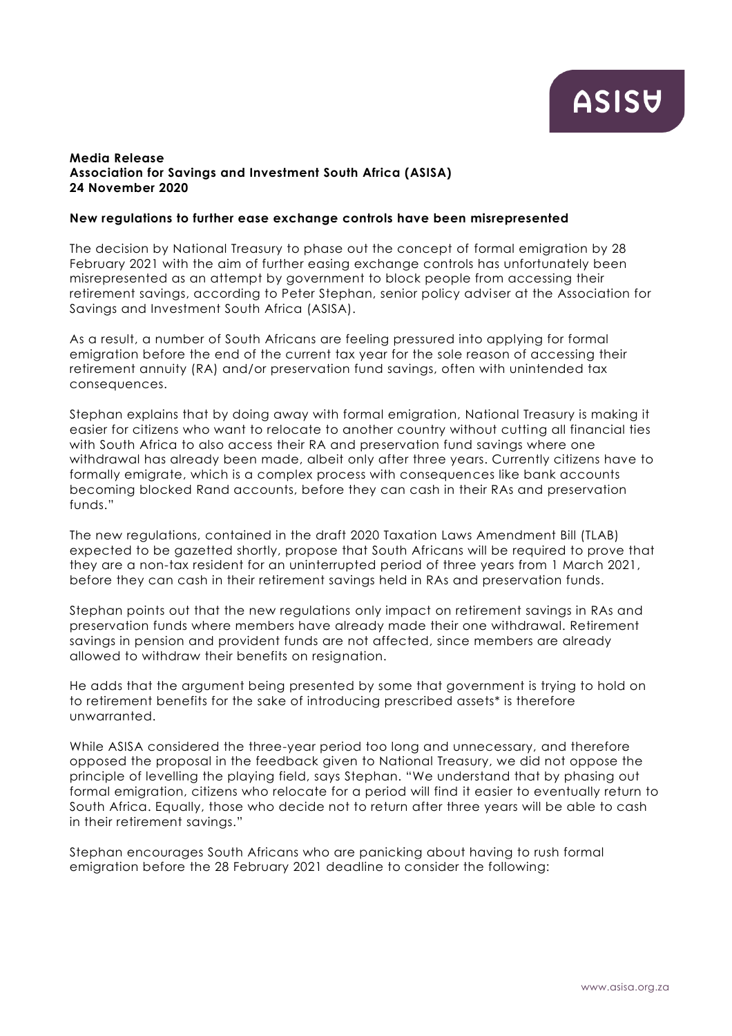**Media Release**
**Association for Savings and Investment South Africa (ASISA)**
**24 November 2020**

**New regulations to further ease exchange controls have been misrepresented**

The decision by National Treasury to phase out the concept of formal emigration by 28 February 2021 with the aim of further easing exchange controls has unfortunately been misrepresented as an attempt by government to block people from accessing their retirement savings, according to Peter Stephan, senior policy adviser at the Association for Savings and Investment South Africa (ASISA).

As a result, a number of South Africans are feeling pressured into applying for formal emigration before the end of the current tax year for the sole reason of accessing their retirement annuity (RA) and/or preservation fund savings, often with unintended tax consequences.

Stephan explains that by doing away with formal emigration, National Treasury is making it easier for citizens who want to relocate to another country without cutting all financial ties with South Africa to also access their RA and preservation fund savings where one withdrawal has already been made, albeit only after three years. Currently citizens have to formally emigrate, which is a complex process with consequences like bank accounts becoming blocked Rand accounts, before they can cash in their RAs and preservation funds."

The new regulations, contained in the draft 2020 Taxation Laws Amendment Bill (TLAB) expected to be gazetted shortly, propose that South Africans will be required to prove that they are a non-tax resident for an uninterrupted period of three years from 1 March 2021, before they can cash in their retirement savings held in RAs and preservation funds.

Stephan points out that the new regulations only impact on retirement savings in RAs and preservation funds where members have already made their one withdrawal. Retirement savings in pension and provident funds are not affected, since members are already allowed to withdraw their benefits on resignation.

He adds that the argument being presented by some that government is trying to hold on to retirement benefits for the sake of introducing prescribed assets* is therefore unwarranted.

While ASISA considered the three-year period too long and unnecessary, and therefore opposed the proposal in the feedback given to National Treasury, we did not oppose the principle of levelling the playing field, says Stephan. "We understand that by phasing out formal emigration, citizens who relocate for a period will find it easier to eventually return to South Africa. Equally, those who decide not to return after three years will be able to cash in their retirement savings."

Stephan encourages South Africans who are panicking about having to rush formal emigration before the 28 February 2021 deadline to consider the following: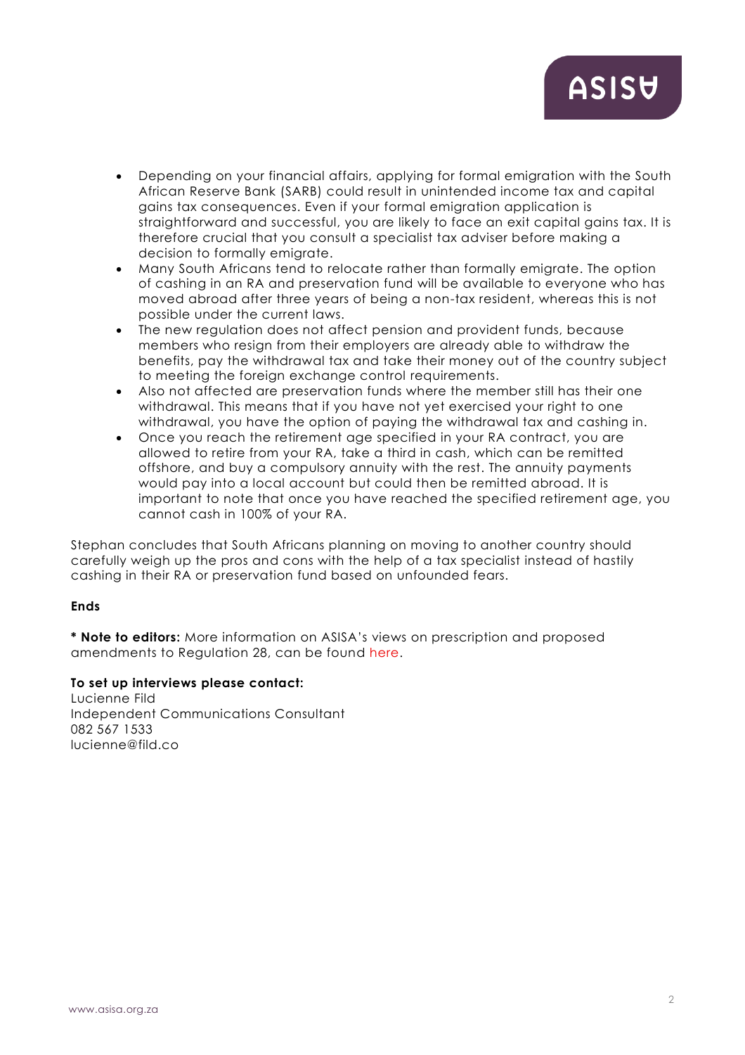- Depending on your financial affairs, applying for formal emigration with the South African Reserve Bank (SARB) could result in unintended income tax and capital gains tax consequences. Even if your formal emigration application is straightforward and successful, you are likely to face an exit capital gains tax. It is therefore crucial that you consult a specialist tax adviser before making a decision to formally emigrate.
- Many South Africans tend to relocate rather than formally emigrate. The option of cashing in an RA and preservation fund will be available to everyone who has moved abroad after three years of being a non-tax resident, whereas this is not possible under the current laws.
- The new regulation does not affect pension and provident funds, because members who resign from their employers are already able to withdraw the benefits, pay the withdrawal tax and take their money out of the country subject to meeting the foreign exchange control requirements.
- Also not affected are preservation funds where the member still has their one withdrawal. This means that if you have not yet exercised your right to one withdrawal, you have the option of paying the withdrawal tax and cashing in.
- Once you reach the retirement age specified in your RA contract, you are allowed to retire from your RA, take a third in cash, which can be remitted offshore, and buy a compulsory annuity with the rest. The annuity payments would pay into a local account but could then be remitted abroad. It is important to note that once you have reached the specified retirement age, you cannot cash in 100% of your RA.

Stephan concludes that South Africans planning on moving to another country should carefully weigh up the pros and cons with the help of a tax specialist instead of hastily cashing in their RA or preservation fund based on unfounded fears.

**Ends**

**\* Note to editors:** More information on ASISA's views on prescription and proposed amendments to Regulation 28, can be found here.

**To set up interviews please contact:**
Lucienne Fild
Independent Communications Consultant
082 567 1533
lucienne@fild.co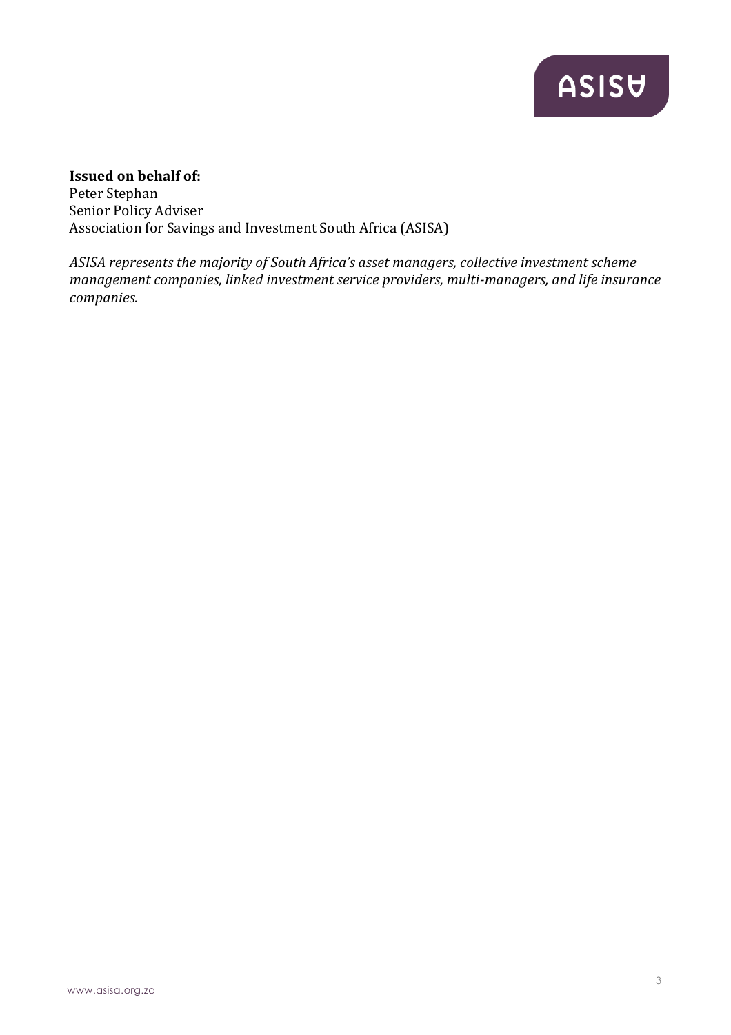**Issued on behalf of:**
Peter Stephan
Senior Policy Adviser
Association for Savings and Investment South Africa (ASISA)

*ASISA represents the majority of South Africa's asset managers, collective investment scheme management companies, linked investment service providers, multi-managers, and life insurance companies.*